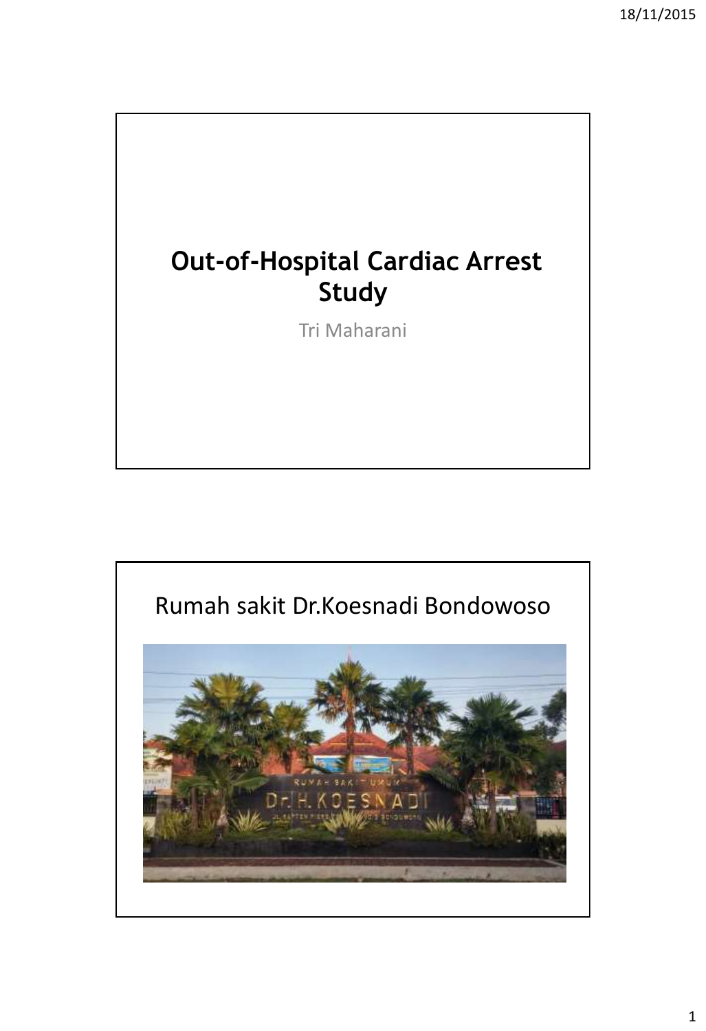# Out-of-Hospital Cardiac Arrest Study

Tri Maharani

## Rumah sakit Dr.Koesnadi Bondowoso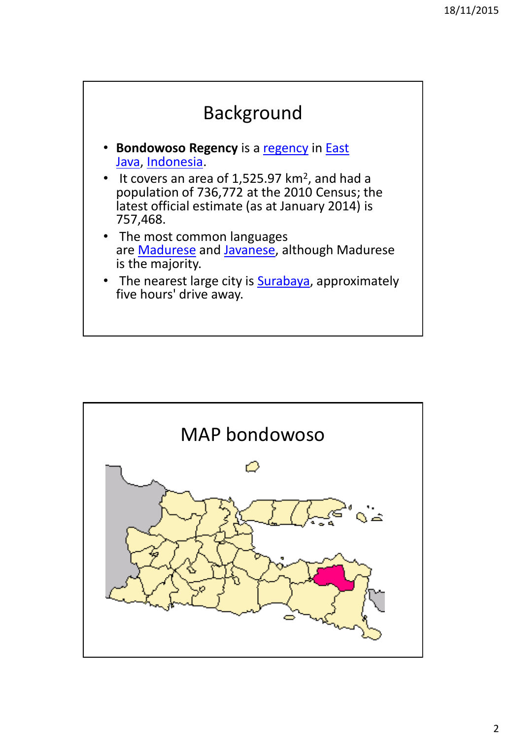# Background

- **Bondowoso Regency** is a regency in East Java, Indonesia.
- It covers an area of 1,525.97 km$^2$, and had a population of 736,772 at the 2010 Census; the latest official estimate (as at January 2014) is 757,468.
- The most common languages are Madurese and Javanese, although Madurese is the majority.
- The nearest large city is Surabaya, approximately five hours' drive away.

# MAP bondowoso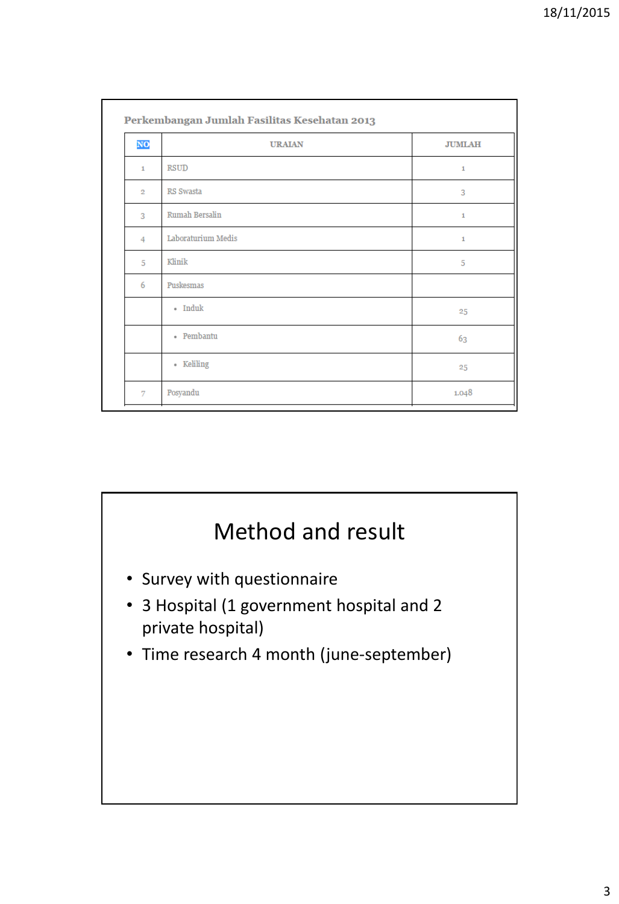**Perkembangan Jumlah Fasilitas Kesehatan 2013**

| NO | URAIAN | JUMLAH |
|---|---|---|
| 1 | RSUD | 1 |
| 2 | RS Swasta | 3 |
| 3 | Rumah Bersalin | 1 |
| 4 | Laboraturium Medis | 1 |
| 5 | Klinik | 5 |
| 6 | Puskesmas | |
| | • Induk | 25 |
| | • Pembantu | 63 |
| | • Keliling | 25 |
| 7 | Posyandu | 1.048 |

# Method and result

- Survey with questionnaire
- 3 Hospital (1 government hospital and 2 private hospital)
- Time research 4 month (june-september)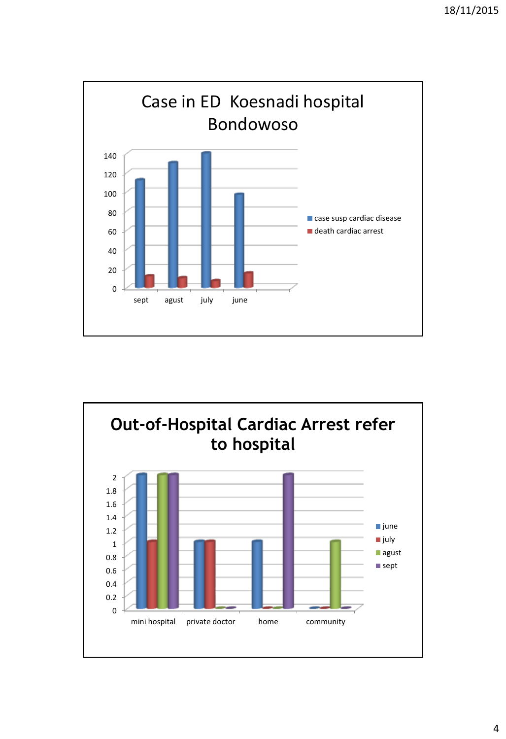## Case in ED Koesnadi hospital Bondowoso

| Month | case susp cardiac disease | death cardiac arrest |
|---|---|---|
| sept | 112 | 12 |
| agust | 130 | 10 |
| july | 140 | 7 |
| june | 97 | 15 |

## Out-of-Hospital Cardiac Arrest refer to hospital

| | june | july | agust | sept |
|---|---|---|---|---|
| mini hospital | 2 | 1 | 2 | 2 |
| private doctor | 1 | 1 | 0 | 0 |
| home | 1 | 0 | 0 | 2 |
| community | 0 | 0 | 1 | 0 |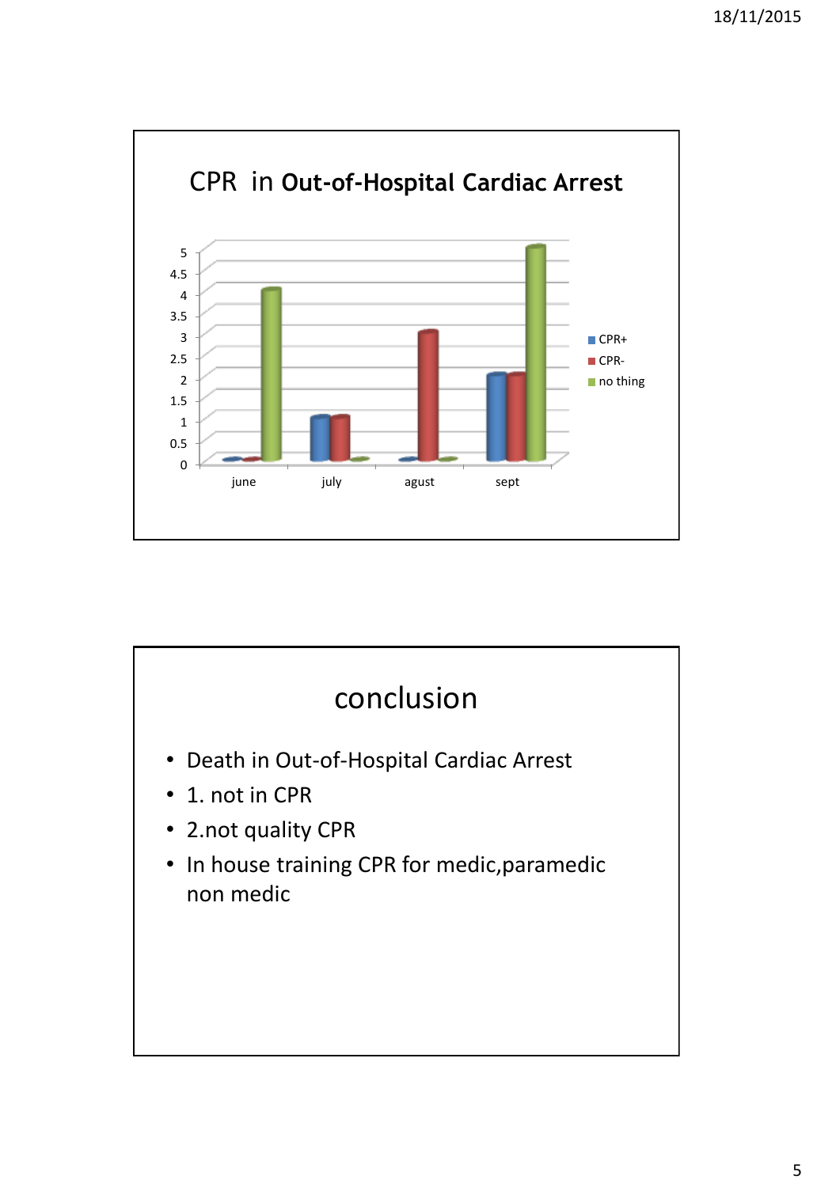## CPR in **Out-of-Hospital Cardiac Arrest**

| | CPR+ | CPR- | no thing |
|---|---|---|---|
| june | 0 | 0 | 4 |
| july | 1 | 1 | 0 |
| agust | 0 | 3 | 0 |
| sept | 2 | 2 | 5 |

## conclusion

- Death in Out-of-Hospital Cardiac Arrest
- 1. not in CPR
- 2.not quality CPR
- In house training CPR for medic,paramedic non medic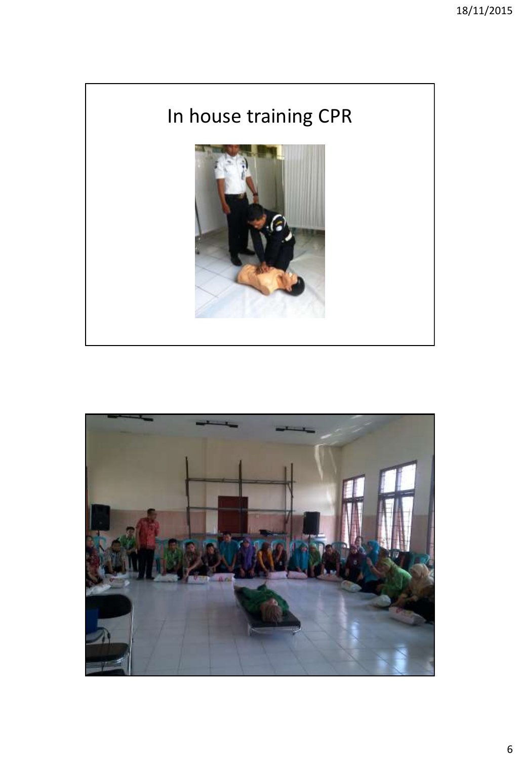# In house training CPR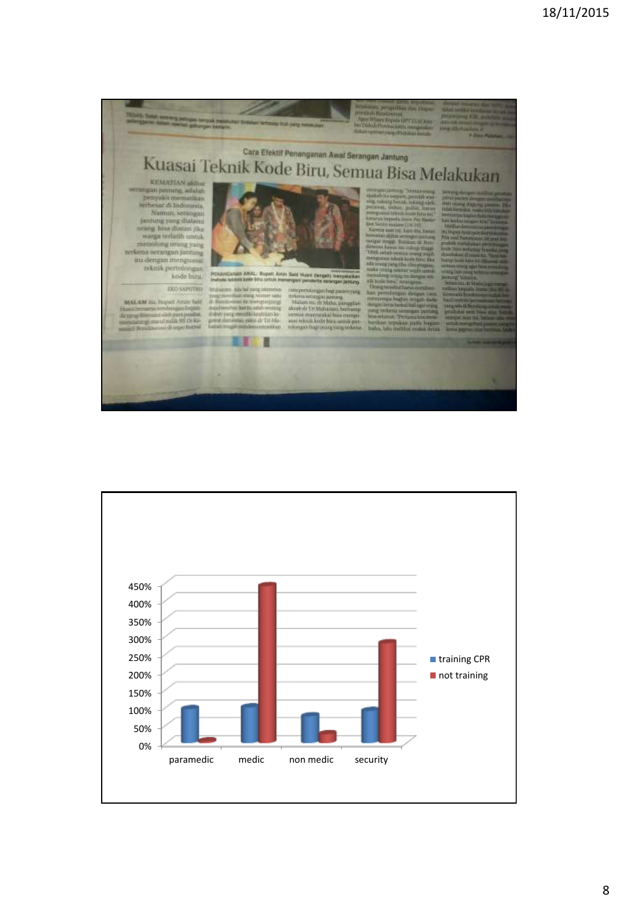Cara Efektif Penanganan Awal Serangan Jantung

# Kuasai Teknik Kode Biru, Semua Bisa Melakukan

KEMATIAN akibat serangan jantung, adalah penyakit mematikan terbesar di Indonesia. Namun, serangan jantung yang dialami orang bisa diatasi jika warga terlatih untuk menolong orang yang terkena serangan jantung itu dengan menguasai teknik pertolongan kode biru.

PENANGANAN AWAL: Bupati Amin Said Husni (tengah) menyaksikan metode teknik kode biru untuk menangani penderita serangan jantung.

| | paramedic | medic | non medic | security |
|---|---|---|---|---|
| training CPR | ~100% | ~100% | ~80% | ~90% |
| not training | ~10% | ~440% | ~25% | ~280% |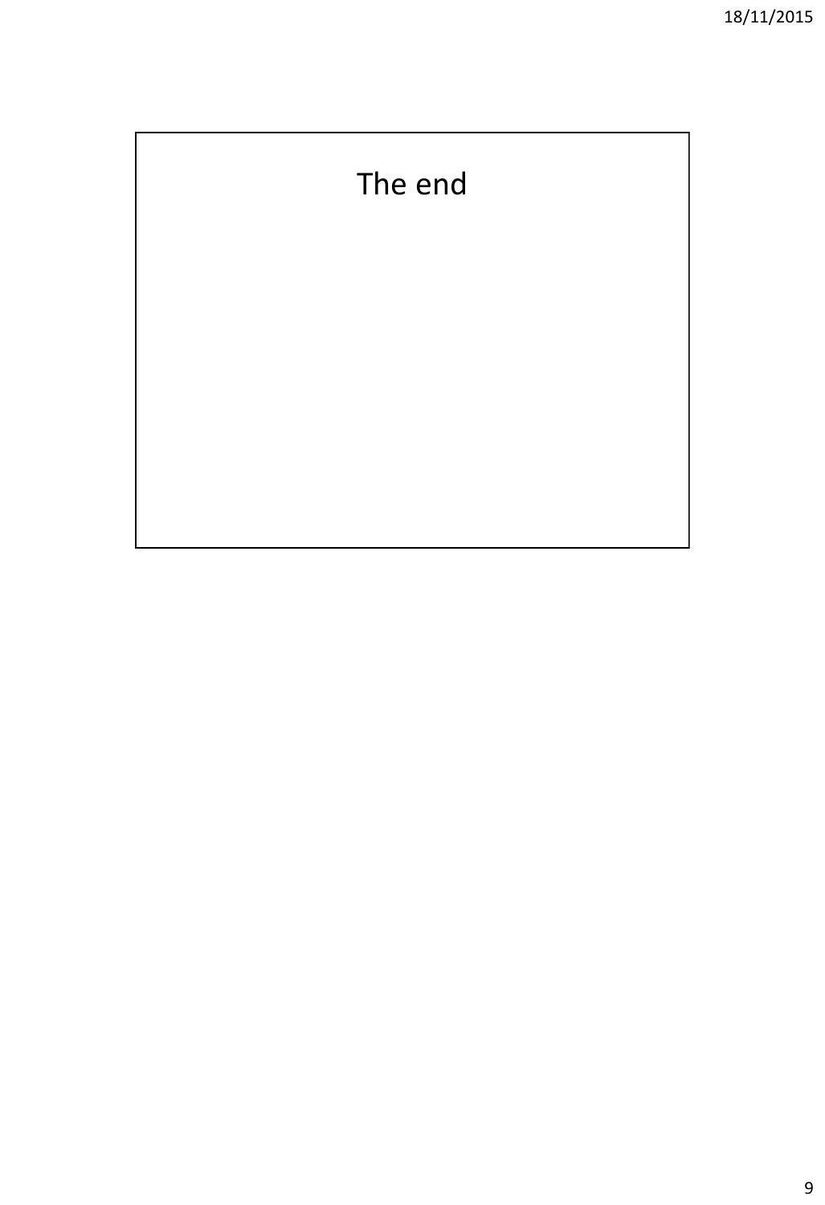The end